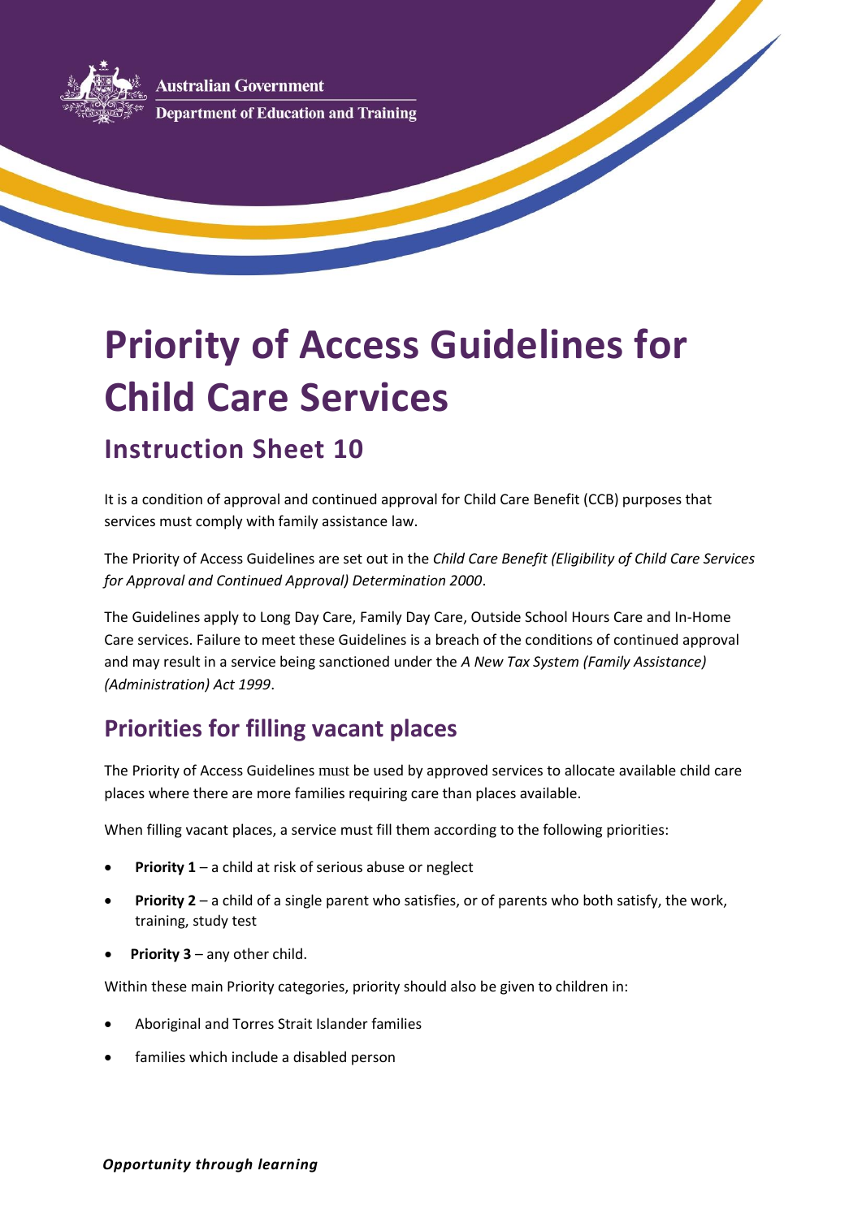Australian Government

Department of Education and Training

# Priority of Access Guidelines for Child Care Services

## Instruction Sheet 10

It is a condition of approval and continued approval for Child Care Benefit (CCB) purposes that services must comply with family assistance law.

The Priority of Access Guidelines are set out in the *Child Care Benefit (Eligibility of Child Care Services for Approval and Continued Approval) Determination 2000*.

The Guidelines apply to Long Day Care, Family Day Care, Outside School Hours Care and In-Home Care services. Failure to meet these Guidelines is a breach of the conditions of continued approval and may result in a service being sanctioned under the *A New Tax System (Family Assistance) (Administration) Act 1999*.

## Priorities for filling vacant places

The Priority of Access Guidelines must be used by approved services to allocate available child care places where there are more families requiring care than places available.

When filling vacant places, a service must fill them according to the following priorities:

- **Priority 1** – a child at risk of serious abuse or neglect
- **Priority 2** – a child of a single parent who satisfies, or of parents who both satisfy, the work, training, study test
- **Priority 3** – any other child.

Within these main Priority categories, priority should also be given to children in:

- Aboriginal and Torres Strait Islander families
- families which include a disabled person

***Opportunity through learning***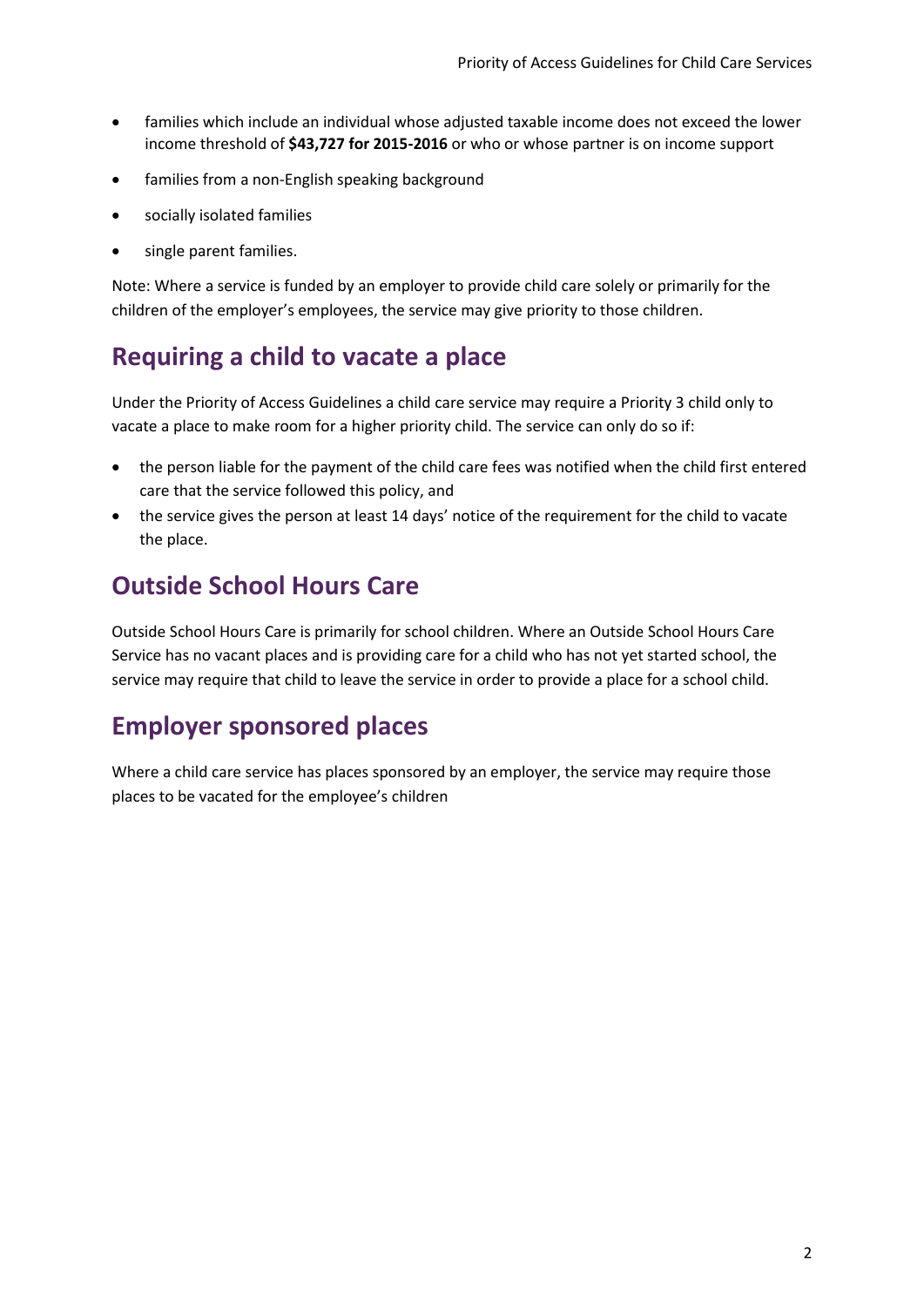- families which include an individual whose adjusted taxable income does not exceed the lower income threshold of **$43,727 for 2015-2016** or who or whose partner is on income support
- families from a non-English speaking background
- socially isolated families
- single parent families.

Note: Where a service is funded by an employer to provide child care solely or primarily for the children of the employer's employees, the service may give priority to those children.

## Requiring a child to vacate a place

Under the Priority of Access Guidelines a child care service may require a Priority 3 child only to vacate a place to make room for a higher priority child. The service can only do so if:

- the person liable for the payment of the child care fees was notified when the child first entered care that the service followed this policy, and
- the service gives the person at least 14 days' notice of the requirement for the child to vacate the place.

## Outside School Hours Care

Outside School Hours Care is primarily for school children. Where an Outside School Hours Care Service has no vacant places and is providing care for a child who has not yet started school, the service may require that child to leave the service in order to provide a place for a school child.

## Employer sponsored places

Where a child care service has places sponsored by an employer, the service may require those places to be vacated for the employee's children